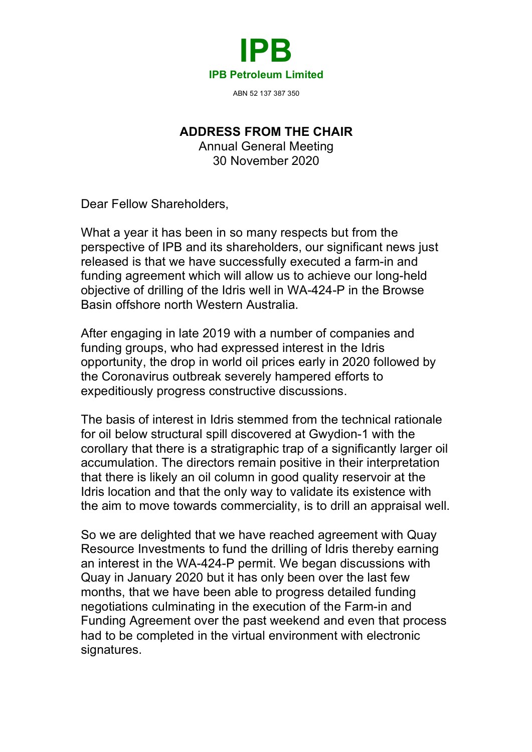# IPB

**IPB Petroleum Limited**

ABN 52 137 387 350

## ADDRESS FROM THE CHAIR

Annual General Meeting
30 November 2020

Dear Fellow Shareholders,

What a year it has been in so many respects but from the perspective of IPB and its shareholders, our significant news just released is that we have successfully executed a farm-in and funding agreement which will allow us to achieve our long-held objective of drilling of the Idris well in WA-424-P in the Browse Basin offshore north Western Australia.

After engaging in late 2019 with a number of companies and funding groups, who had expressed interest in the Idris opportunity, the drop in world oil prices early in 2020 followed by the Coronavirus outbreak severely hampered efforts to expeditiously progress constructive discussions.

The basis of interest in Idris stemmed from the technical rationale for oil below structural spill discovered at Gwydion-1 with the corollary that there is a stratigraphic trap of a significantly larger oil accumulation. The directors remain positive in their interpretation that there is likely an oil column in good quality reservoir at the Idris location and that the only way to validate its existence with the aim to move towards commerciality, is to drill an appraisal well.

So we are delighted that we have reached agreement with Quay Resource Investments to fund the drilling of Idris thereby earning an interest in the WA-424-P permit. We began discussions with Quay in January 2020 but it has only been over the last few months, that we have been able to progress detailed funding negotiations culminating in the execution of the Farm-in and Funding Agreement over the past weekend and even that process had to be completed in the virtual environment with electronic signatures.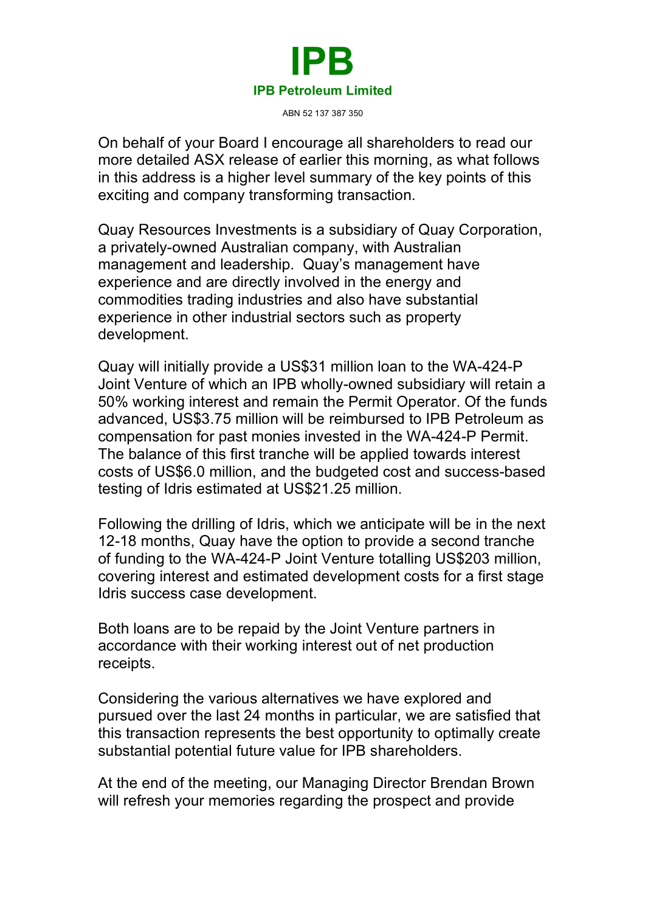# IPB

**IPB Petroleum Limited**

ABN 52 137 387 350

On behalf of your Board I encourage all shareholders to read our more detailed ASX release of earlier this morning, as what follows in this address is a higher level summary of the key points of this exciting and company transforming transaction.

Quay Resources Investments is a subsidiary of Quay Corporation, a privately-owned Australian company, with Australian management and leadership. Quay's management have experience and are directly involved in the energy and commodities trading industries and also have substantial experience in other industrial sectors such as property development.

Quay will initially provide a US$31 million loan to the WA-424-P Joint Venture of which an IPB wholly-owned subsidiary will retain a 50% working interest and remain the Permit Operator. Of the funds advanced, US$3.75 million will be reimbursed to IPB Petroleum as compensation for past monies invested in the WA-424-P Permit. The balance of this first tranche will be applied towards interest costs of US$6.0 million, and the budgeted cost and success-based testing of Idris estimated at US$21.25 million.

Following the drilling of Idris, which we anticipate will be in the next 12-18 months, Quay have the option to provide a second tranche of funding to the WA-424-P Joint Venture totalling US$203 million, covering interest and estimated development costs for a first stage Idris success case development.

Both loans are to be repaid by the Joint Venture partners in accordance with their working interest out of net production receipts.

Considering the various alternatives we have explored and pursued over the last 24 months in particular, we are satisfied that this transaction represents the best opportunity to optimally create substantial potential future value for IPB shareholders.

At the end of the meeting, our Managing Director Brendan Brown will refresh your memories regarding the prospect and provide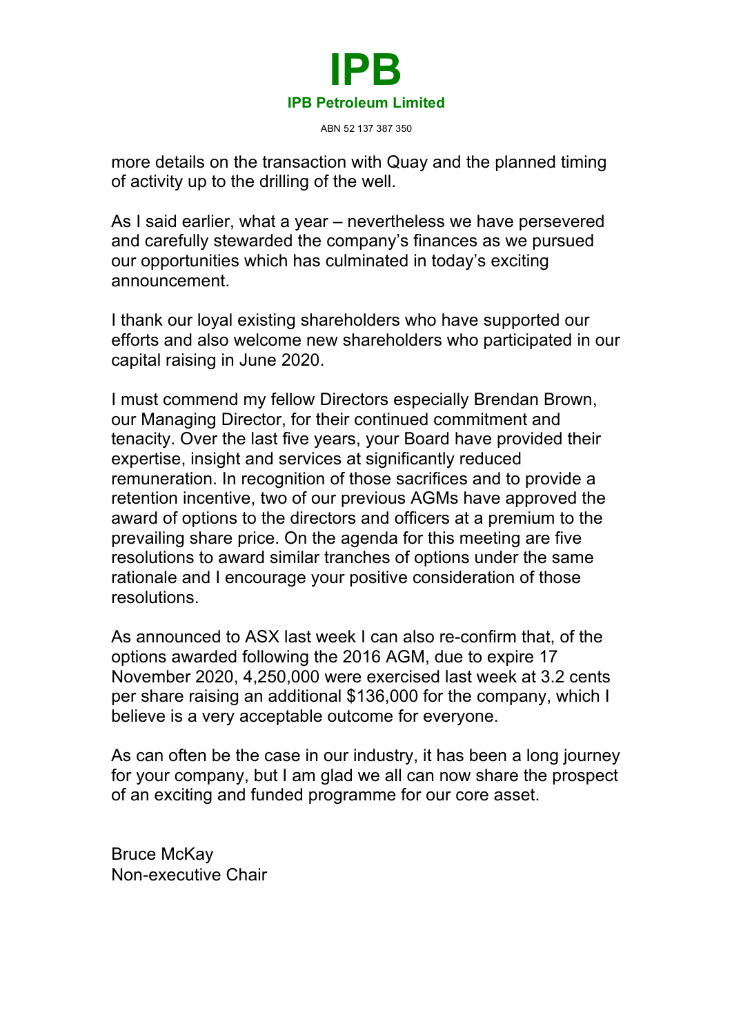more details on the transaction with Quay and the planned timing of activity up to the drilling of the well.

As I said earlier, what a year – nevertheless we have persevered and carefully stewarded the company's finances as we pursued our opportunities which has culminated in today's exciting announcement.

I thank our loyal existing shareholders who have supported our efforts and also welcome new shareholders who participated in our capital raising in June 2020.

I must commend my fellow Directors especially Brendan Brown, our Managing Director, for their continued commitment and tenacity. Over the last five years, your Board have provided their expertise, insight and services at significantly reduced remuneration. In recognition of those sacrifices and to provide a retention incentive, two of our previous AGMs have approved the award of options to the directors and officers at a premium to the prevailing share price. On the agenda for this meeting are five resolutions to award similar tranches of options under the same rationale and I encourage your positive consideration of those resolutions.

As announced to ASX last week I can also re-confirm that, of the options awarded following the 2016 AGM, due to expire 17 November 2020, 4,250,000 were exercised last week at 3.2 cents per share raising an additional $136,000 for the company, which I believe is a very acceptable outcome for everyone.

As can often be the case in our industry, it has been a long journey for your company, but I am glad we all can now share the prospect of an exciting and funded programme for our core asset.

Bruce McKay
Non-executive Chair